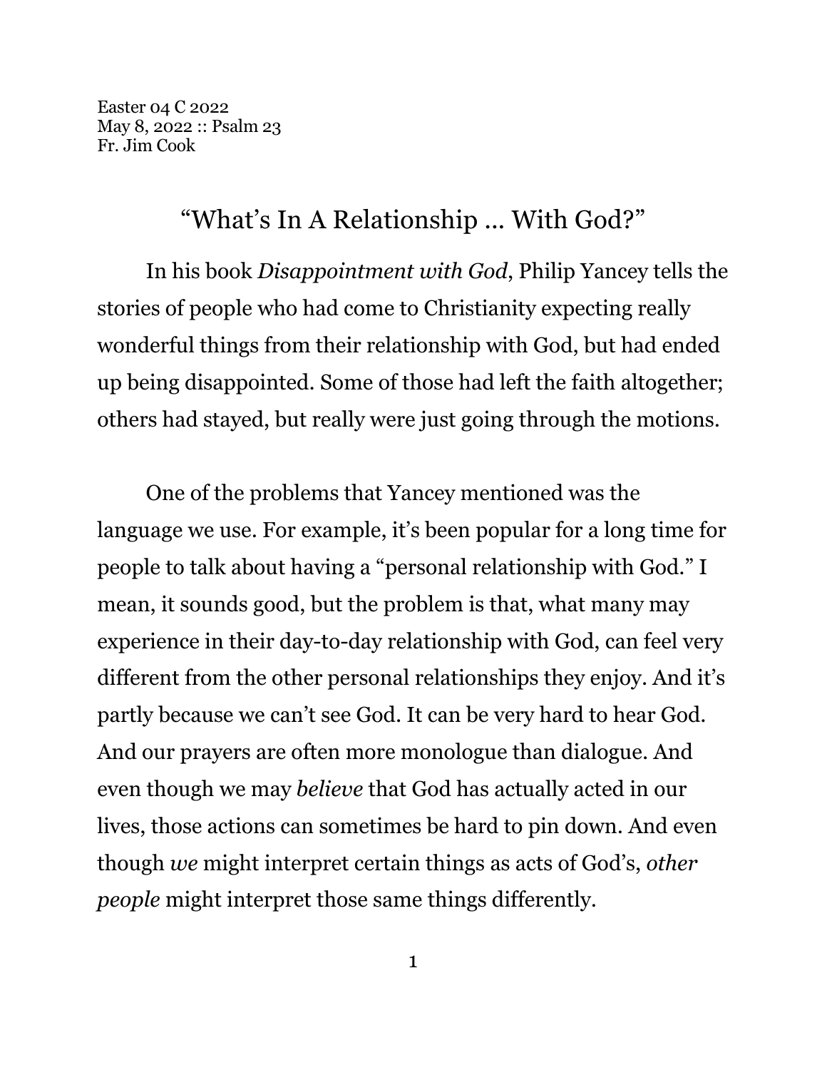Easter 04 C 2022
May 8, 2022 :: Psalm 23
Fr. Jim Cook

# "What's In A Relationship … With God?"

In his book *Disappointment with God*, Philip Yancey tells the stories of people who had come to Christianity expecting really wonderful things from their relationship with God, but had ended up being disappointed. Some of those had left the faith altogether; others had stayed, but really were just going through the motions.

One of the problems that Yancey mentioned was the language we use. For example, it's been popular for a long time for people to talk about having a "personal relationship with God." I mean, it sounds good, but the problem is that, what many may experience in their day-to-day relationship with God, can feel very different from the other personal relationships they enjoy. And it's partly because we can't see God. It can be very hard to hear God. And our prayers are often more monologue than dialogue. And even though we may *believe* that God has actually acted in our lives, those actions can sometimes be hard to pin down. And even though *we* might interpret certain things as acts of God's, *other people* might interpret those same things differently.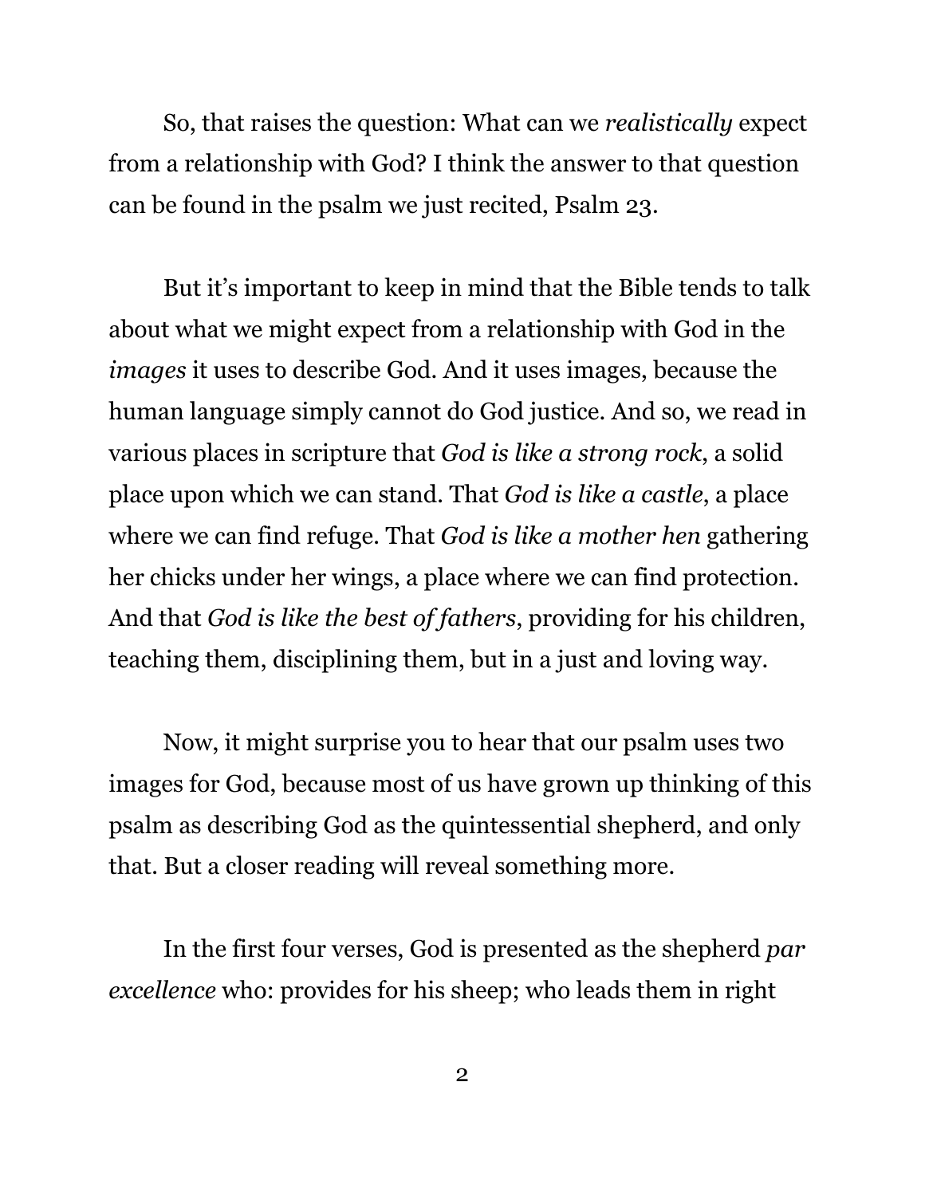So, that raises the question: What can we *realistically* expect from a relationship with God? I think the answer to that question can be found in the psalm we just recited, Psalm 23.

But it's important to keep in mind that the Bible tends to talk about what we might expect from a relationship with God in the *images* it uses to describe God. And it uses images, because the human language simply cannot do God justice. And so, we read in various places in scripture that *God is like a strong rock*, a solid place upon which we can stand. That *God is like a castle*, a place where we can find refuge. That *God is like a mother hen* gathering her chicks under her wings, a place where we can find protection. And that *God is like the best of fathers*, providing for his children, teaching them, disciplining them, but in a just and loving way.

Now, it might surprise you to hear that our psalm uses two images for God, because most of us have grown up thinking of this psalm as describing God as the quintessential shepherd, and only that. But a closer reading will reveal something more.

In the first four verses, God is presented as the shepherd *par excellence* who: provides for his sheep; who leads them in right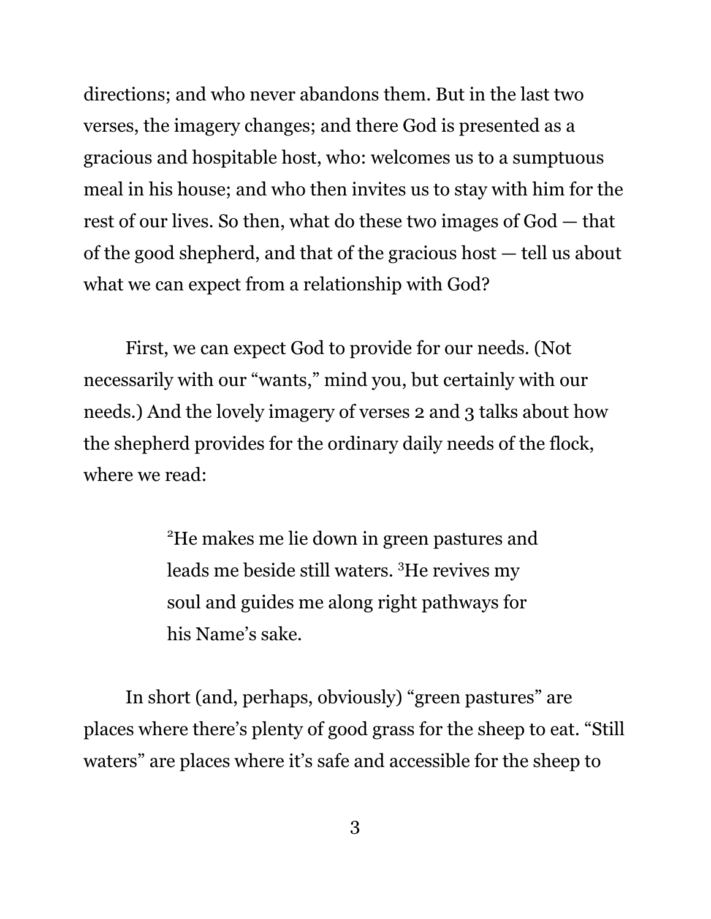directions; and who never abandons them. But in the last two verses, the imagery changes; and there God is presented as a gracious and hospitable host, who: welcomes us to a sumptuous meal in his house; and who then invites us to stay with him for the rest of our lives. So then, what do these two images of God — that of the good shepherd, and that of the gracious host — tell us about what we can expect from a relationship with God?

First, we can expect God to provide for our needs. (Not necessarily with our "wants," mind you, but certainly with our needs.) And the lovely imagery of verses 2 and 3 talks about how the shepherd provides for the ordinary daily needs of the flock, where we read:

> [2]He makes me lie down in green pastures and leads me beside still waters. [3]He revives my soul and guides me along right pathways for his Name's sake.

In short (and, perhaps, obviously) "green pastures" are places where there's plenty of good grass for the sheep to eat. "Still waters" are places where it's safe and accessible for the sheep to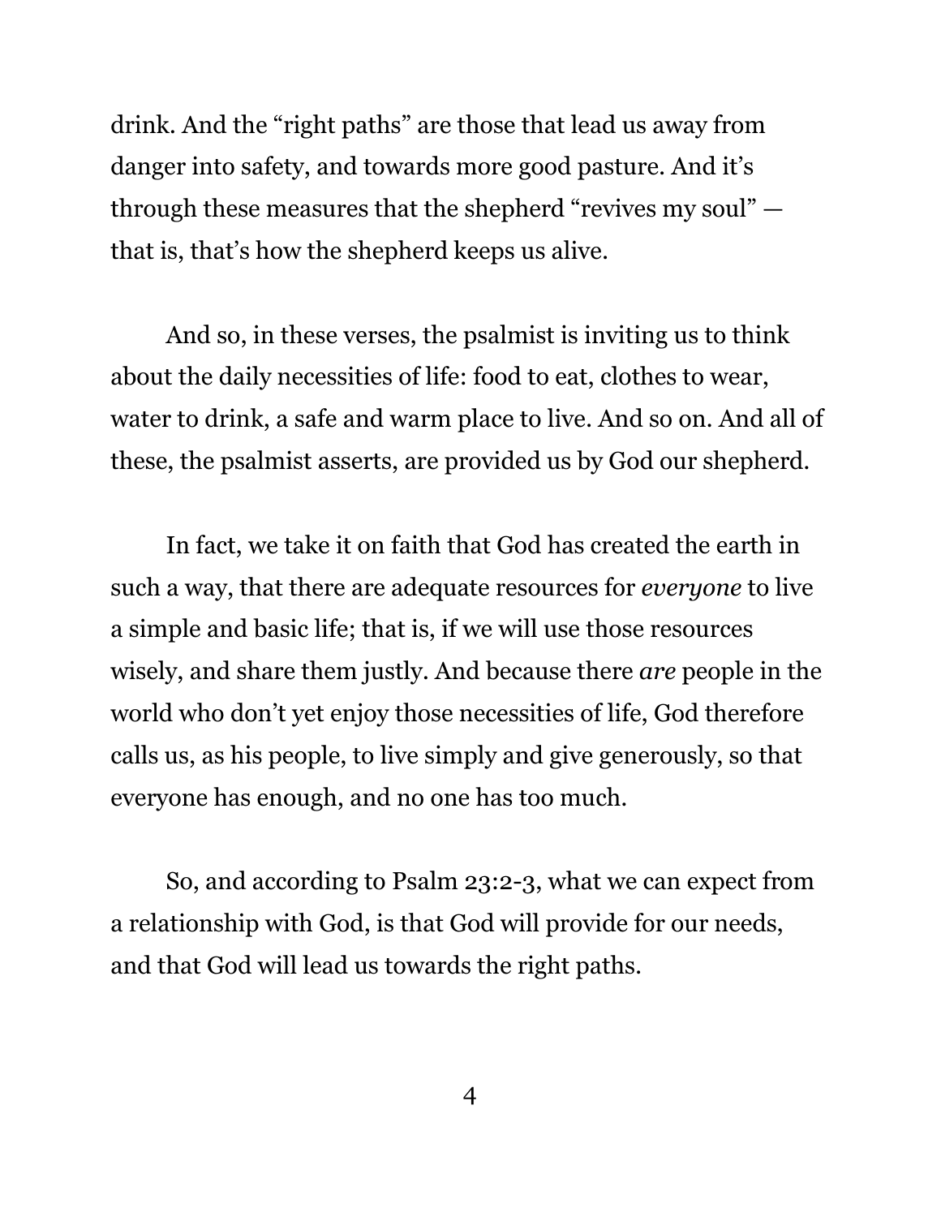drink. And the “right paths” are those that lead us away from danger into safety, and towards more good pasture. And it’s through these measures that the shepherd “revives my soul” — that is, that’s how the shepherd keeps us alive.

And so, in these verses, the psalmist is inviting us to think about the daily necessities of life: food to eat, clothes to wear, water to drink, a safe and warm place to live. And so on. And all of these, the psalmist asserts, are provided us by God our shepherd.

In fact, we take it on faith that God has created the earth in such a way, that there are adequate resources for *everyone* to live a simple and basic life; that is, if we will use those resources wisely, and share them justly. And because there *are* people in the world who don’t yet enjoy those necessities of life, God therefore calls us, as his people, to live simply and give generously, so that everyone has enough, and no one has too much.

So, and according to Psalm 23:2-3, what we can expect from a relationship with God, is that God will provide for our needs, and that God will lead us towards the right paths.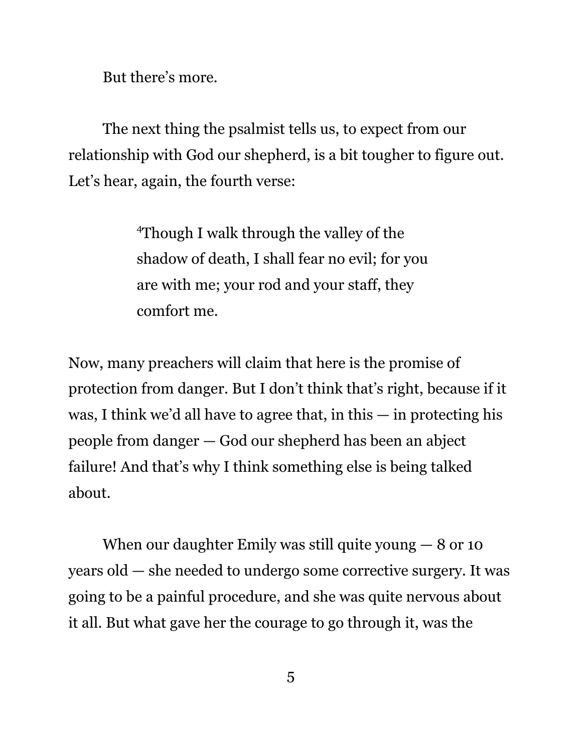But there's more.

The next thing the psalmist tells us, to expect from our relationship with God our shepherd, is a bit tougher to figure out. Let's hear, again, the fourth verse:

> 4Though I walk through the valley of the shadow of death, I shall fear no evil; for you are with me; your rod and your staff, they comfort me.

Now, many preachers will claim that here is the promise of protection from danger. But I don't think that's right, because if it was, I think we'd all have to agree that, in this — in protecting his people from danger — God our shepherd has been an abject failure! And that's why I think something else is being talked about.

When our daughter Emily was still quite young — 8 or 10 years old — she needed to undergo some corrective surgery. It was going to be a painful procedure, and she was quite nervous about it all. But what gave her the courage to go through it, was the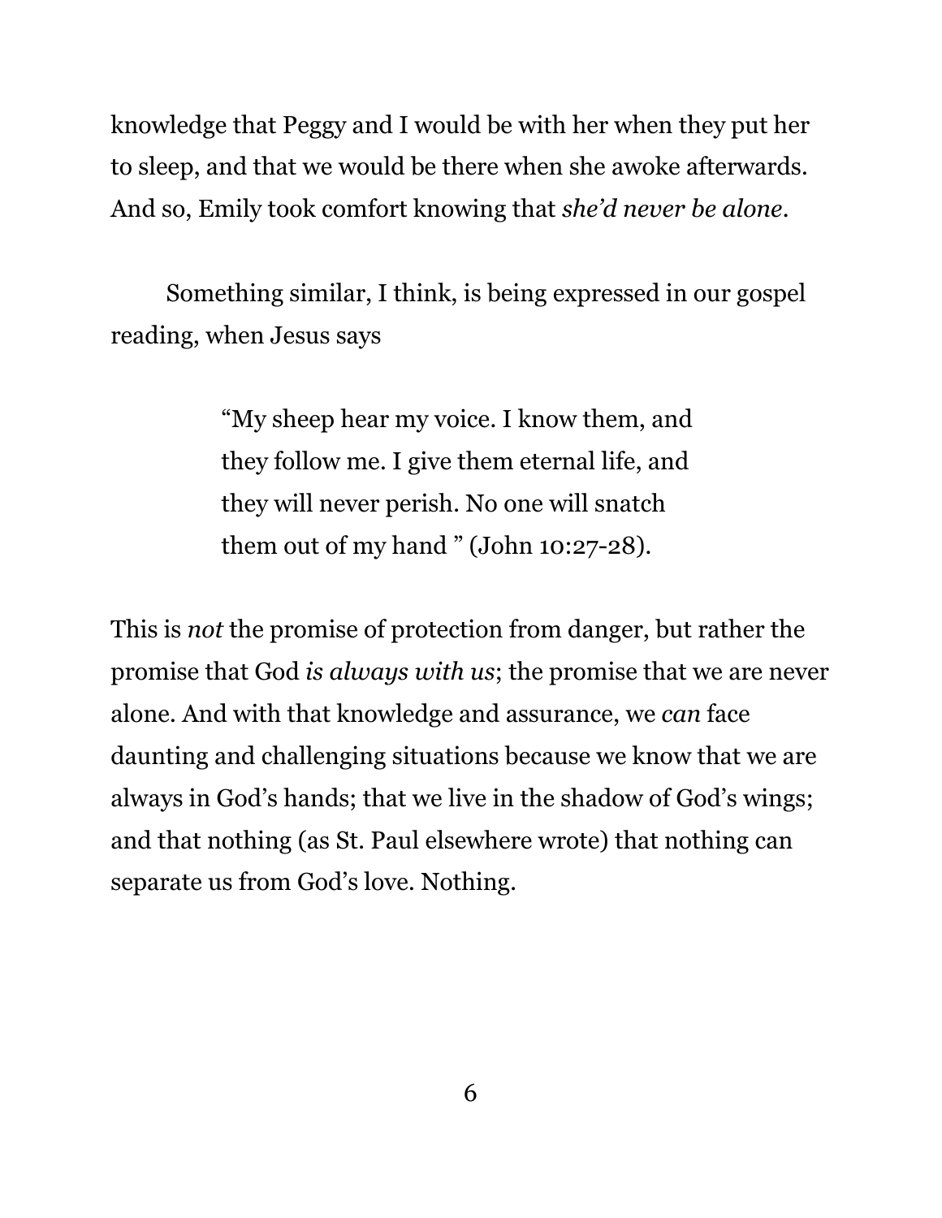knowledge that Peggy and I would be with her when they put her to sleep, and that we would be there when she awoke afterwards. And so, Emily took comfort knowing that *she'd never be alone*.

Something similar, I think, is being expressed in our gospel reading, when Jesus says

> "My sheep hear my voice. I know them, and they follow me. I give them eternal life, and they will never perish. No one will snatch them out of my hand " (John 10:27-28).

This is *not* the promise of protection from danger, but rather the promise that God *is always with us*; the promise that we are never alone. And with that knowledge and assurance, we *can* face daunting and challenging situations because we know that we are always in God's hands; that we live in the shadow of God's wings; and that nothing (as St. Paul elsewhere wrote) that nothing can separate us from God's love. Nothing.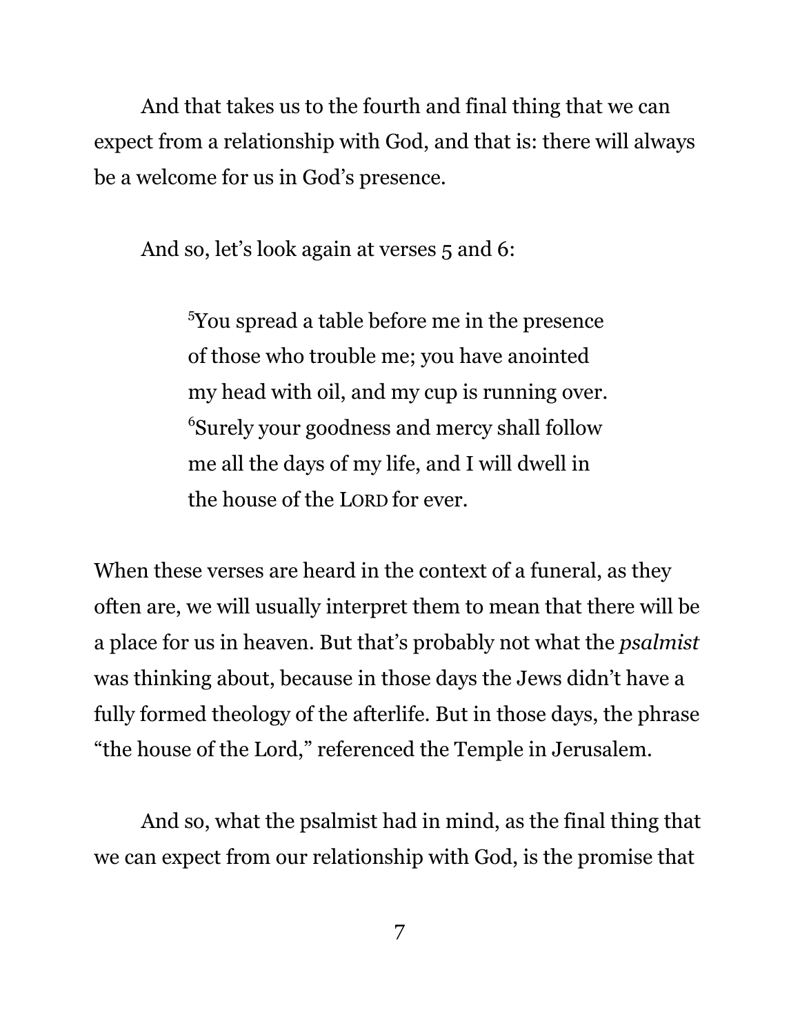And that takes us to the fourth and final thing that we can expect from a relationship with God, and that is: there will always be a welcome for us in God's presence.

And so, let's look again at verses 5 and 6:

> [5]You spread a table before me in the presence of those who trouble me; you have anointed my head with oil, and my cup is running over. [6]Surely your goodness and mercy shall follow me all the days of my life, and I will dwell in the house of the LORD for ever.

When these verses are heard in the context of a funeral, as they often are, we will usually interpret them to mean that there will be a place for us in heaven. But that's probably not what the *psalmist* was thinking about, because in those days the Jews didn't have a fully formed theology of the afterlife. But in those days, the phrase "the house of the Lord," referenced the Temple in Jerusalem.

And so, what the psalmist had in mind, as the final thing that we can expect from our relationship with God, is the promise that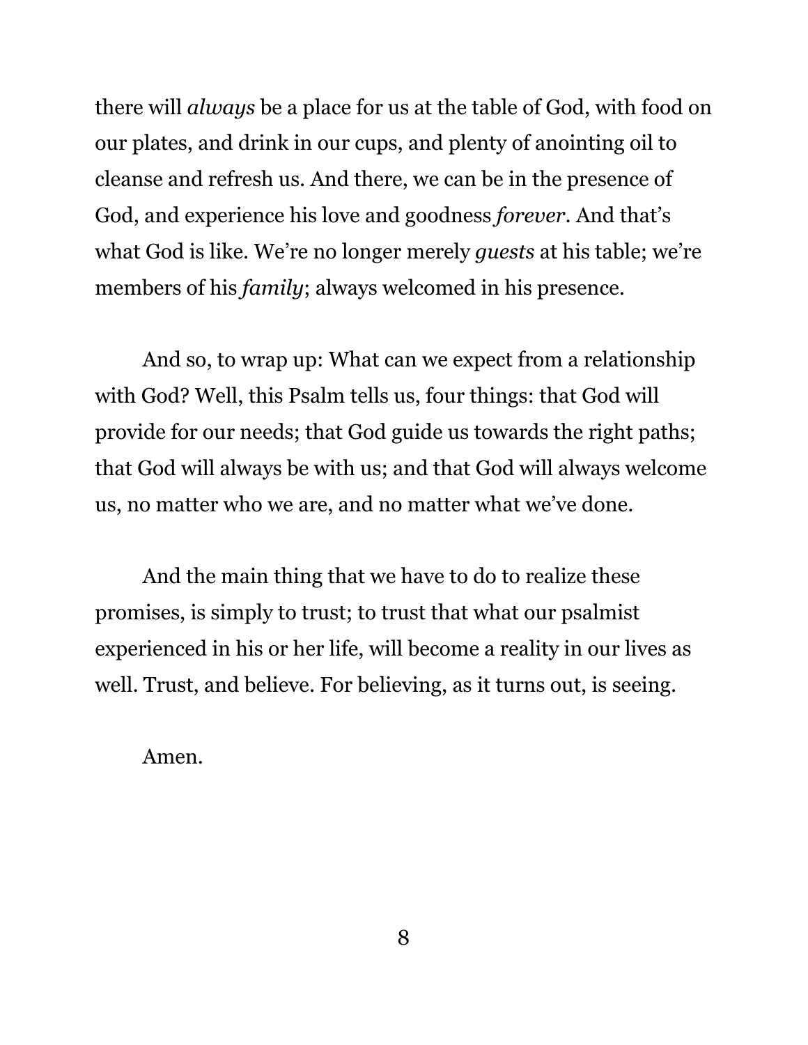there will *always* be a place for us at the table of God, with food on our plates, and drink in our cups, and plenty of anointing oil to cleanse and refresh us. And there, we can be in the presence of God, and experience his love and goodness *forever*. And that's what God is like. We're no longer merely *guests* at his table; we're members of his *family*; always welcomed in his presence.

And so, to wrap up: What can we expect from a relationship with God? Well, this Psalm tells us, four things: that God will provide for our needs; that God guide us towards the right paths; that God will always be with us; and that God will always welcome us, no matter who we are, and no matter what we've done.

And the main thing that we have to do to realize these promises, is simply to trust; to trust that what our psalmist experienced in his or her life, will become a reality in our lives as well. Trust, and believe. For believing, as it turns out, is seeing.

Amen.